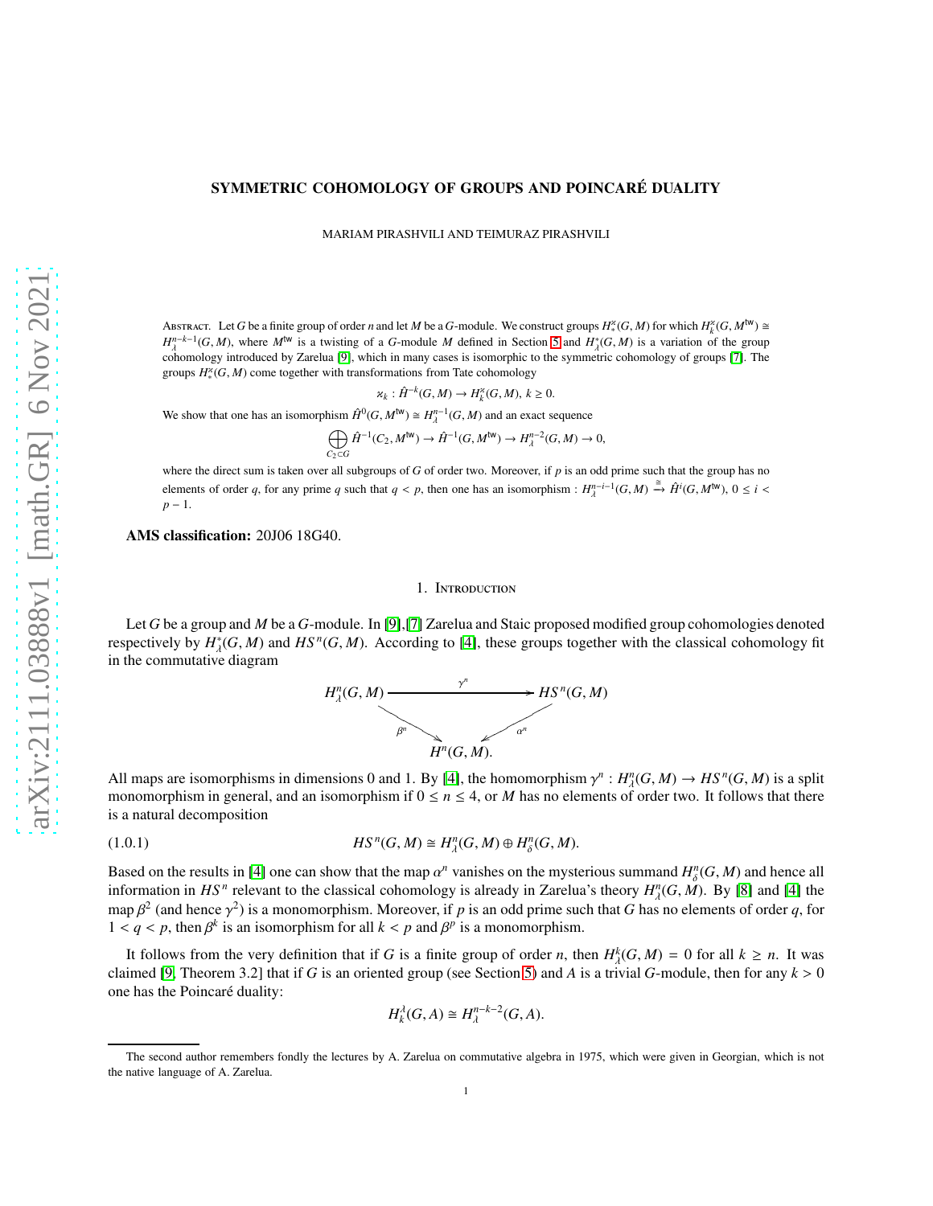# SYMMETRIC COHOMOLOGY OF GROUPS AND POINCARÉ DUALITY

MARIAM PIRASHVILI AND TEIMURAZ PIRASHVILI

Abstract. Let $G$ be a finite group of order $n$ and let $M$ be a $G$-module. We construct groups $H^{\varkappa}_*(G,M)$ for which $H^{\varkappa}_k(G,M^{\mathsf{tw}}) \cong H^{n-k-1}_{\lambda}(G,M)$, where $M^{\mathsf{tw}}$ is a twisting of a $G$-module $M$ defined in Section 5 and $H^*_{\lambda}(G,M)$ is a variation of the group cohomology introduced by Zarelua [9], which in many cases is isomorphic to the symmetric cohomology of groups [7]. The groups $H^{\varkappa}_*(G,M)$ come together with transformations from Tate cohomology

$$\varkappa_k : \hat{H}^{-k}(G,M) \to H^{\varkappa}_k(G,M),\ k \geq 0.$$

We show that one has an isomorphism $\hat{H}^0(G,M^{\mathsf{tw}}) \cong H^{n-1}_{\lambda}(G,M)$ and an exact sequence

$$\bigoplus_{C_2\subset G} \hat{H}^{-1}(C_2,M^{\mathsf{tw}}) \to \hat{H}^{-1}(G,M^{\mathsf{tw}}) \to H^{n-2}_{\lambda}(G,M) \to 0,$$

where the direct sum is taken over all subgroups of $G$ of order two. Moreover, if $p$ is an odd prime such that the group has no elements of order $q$, for any prime $q$ such that $q < p$, then one has an isomorphism : $H^{n-i-1}_{\lambda}(G,M) \xrightarrow{\cong} \hat{H}^i(G,M^{\mathsf{tw}})$, $0 \leq i < p-1$.

**AMS classification:** 20J06 18G40.

## 1. Introduction

Let $G$ be a group and $M$ be a $G$-module. In [9],[7] Zarelua and Staic proposed modified group cohomologies denoted respectively by $H^*_{\lambda}(G,M)$ and $HS^n(G,M)$. According to [4], these groups together with the classical cohomology fit in the commutative diagram

$$\begin{array}{ccc} H^n_{\lambda}(G,M) & \xrightarrow{\gamma^n} & HS^n(G,M) \\ & \searrow^{\beta^n} \quad \swarrow^{\alpha^n} & \\ & H^n(G,M). & \end{array}$$

All maps are isomorphisms in dimensions 0 and 1. By [4], the homomorphism $\gamma^n : H^n_{\lambda}(G,M) \to HS^n(G,M)$ is a split monomorphism in general, and an isomorphism if $0 \leq n \leq 4$, or $M$ has no elements of order two. It follows that there is a natural decomposition

$$HS^n(G,M) \cong H^n_{\lambda}(G,M) \oplus H^n_{\delta}(G,M). \tag{1.0.1}$$

Based on the results in [4] one can show that the map $\alpha^n$ vanishes on the mysterious summand $H^n_{\delta}(G,M)$ and hence all information in $HS^n$ relevant to the classical cohomology is already in Zarelua's theory $H^n_{\lambda}(G,M)$. By [8] and [4] the map $\beta^2$ (and hence $\gamma^2$) is a monomorphism. Moreover, if $p$ is an odd prime such that $G$ has no elements of order $q$, for $1 < q < p$, then $\beta^k$ is an isomorphism for all $k < p$ and $\beta^p$ is a monomorphism.

It follows from the very definition that if $G$ is a finite group of order $n$, then $H^k_{\lambda}(G,M) = 0$ for all $k \geq n$. It was claimed [9, Theorem 3.2] that if $G$ is an oriented group (see Section 5) and $A$ is a trivial $G$-module, then for any $k > 0$ one has the Poincaré duality:

$$H^{\lambda}_k(G,A) \cong H^{n-k-2}_{\lambda}(G,A).$$

The second author remembers fondly the lectures by A. Zarelua on commutative algebra in 1975, which were given in Georgian, which is not the native language of A. Zarelua.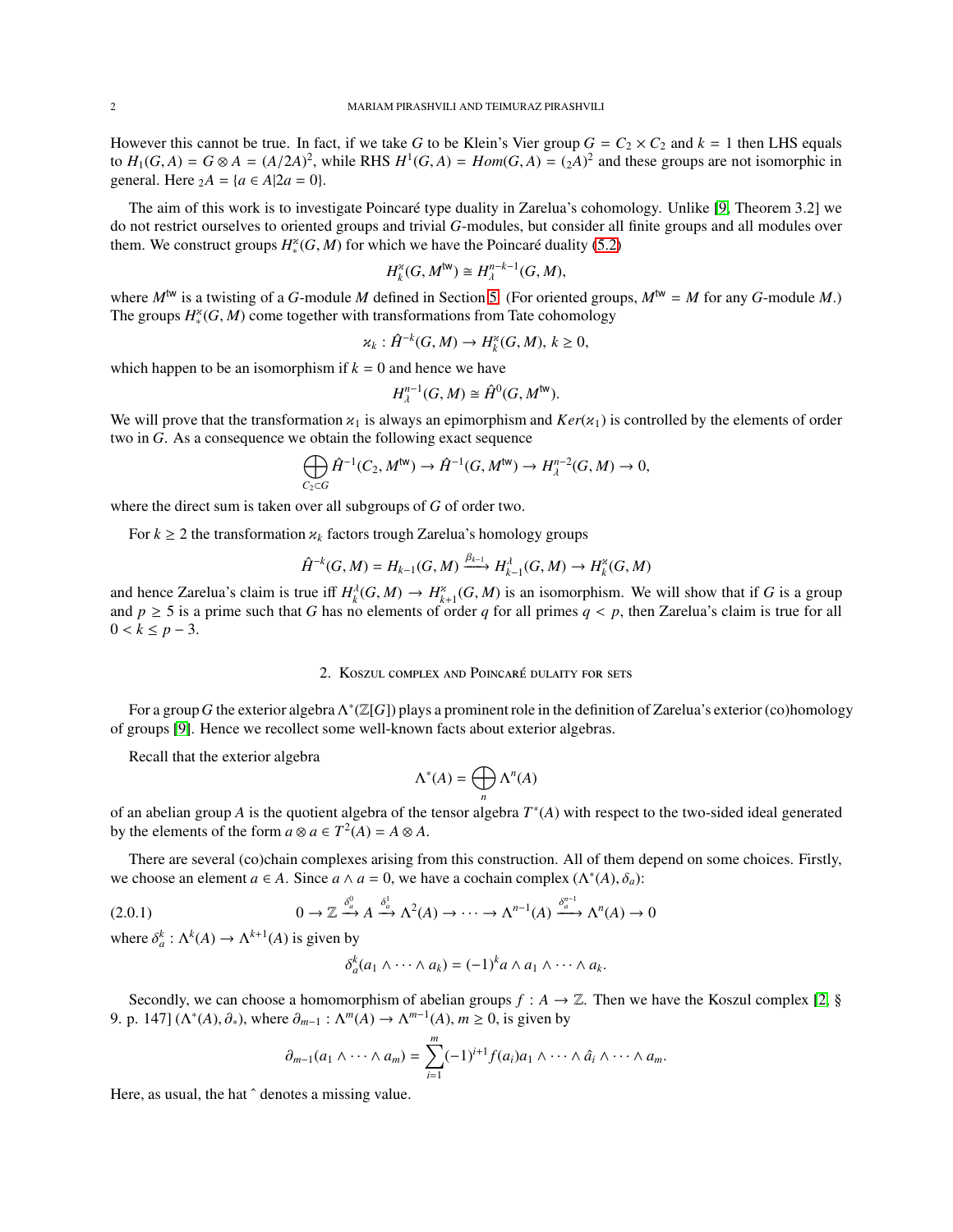However this cannot be true. In fact, if we take $G$ to be Klein's Vier group $G = C_2 \times C_2$ and $k = 1$ then LHS equals to $H_1(G, A) = G \otimes A = (A/2A)^2$, while RHS $H^1(G, A) = Hom(G, A) = ({}_2A)^2$ and these groups are not isomorphic in general. Here ${}_2A = \{a \in A | 2a = 0\}$.

The aim of this work is to investigate Poincaré type duality in Zarelua's cohomology. Unlike [9, Theorem 3.2] we do not restrict ourselves to oriented groups and trivial $G$-modules, but consider all finite groups and all modules over them. We construct groups $H^{\varkappa}_*(G, M)$ for which we have the Poincaré duality (5.2)

$$H^{\varkappa}_k(G, M^{\mathsf{tw}}) \cong H^{n-k-1}_{\lambda}(G, M),$$

where $M^{\mathsf{tw}}$ is a twisting of a $G$-module $M$ defined in Section 5. (For oriented groups, $M^{\mathsf{tw}} = M$ for any $G$-module $M$.) The groups $H^{\varkappa}_*(G, M)$ come together with transformations from Tate cohomology

$$\varkappa_k : \hat{H}^{-k}(G, M) \to H^{\varkappa}_k(G, M),\ k \geq 0,$$

which happen to be an isomorphism if $k = 0$ and hence we have

$$H^{n-1}_{\lambda}(G, M) \cong \hat{H}^0(G, M^{\mathsf{tw}}).$$

We will prove that the transformation $\varkappa_1$ is always an epimorphism and $Ker(\varkappa_1)$ is controlled by the elements of order two in $G$. As a consequence we obtain the following exact sequence

$$\bigoplus_{C_2 \subset G} \hat{H}^{-1}(C_2, M^{\mathsf{tw}}) \to \hat{H}^{-1}(G, M^{\mathsf{tw}}) \to H^{n-2}_{\lambda}(G, M) \to 0,$$

where the direct sum is taken over all subgroups of $G$ of order two.

For $k \geq 2$ the transformation $\varkappa_k$ factors trough Zarelua's homology groups

$$\hat{H}^{-k}(G, M) = H_{k-1}(G, M) \xrightarrow{\beta_{k-1}} H^{\lambda}_{k-1}(G, M) \to H^{\varkappa}_k(G, M)$$

and hence Zarelua's claim is true iff $H^{\lambda}_k(G, M) \to H^{\varkappa}_{k+1}(G, M)$ is an isomorphism. We will show that if $G$ is a group and $p \geq 5$ is a prime such that $G$ has no elements of order $q$ for all primes $q < p$, then Zarelua's claim is true for all $0 < k \leq p - 3$.

## 2. Koszul complex and Poincaré duality for sets

For a group $G$ the exterior algebra $\Lambda^*(\mathbb{Z}[G])$ plays a prominent role in the definition of Zarelua's exterior (co)homology of groups [9]. Hence we recollect some well-known facts about exterior algebras.

Recall that the exterior algebra

$$\Lambda^*(A) = \bigoplus_n \Lambda^n(A)$$

of an abelian group $A$ is the quotient algebra of the tensor algebra $T^*(A)$ with respect to the two-sided ideal generated by the elements of the form $a \otimes a \in T^2(A) = A \otimes A$.

There are several (co)chain complexes arising from this construction. All of them depend on some choices. Firstly, we choose an element $a \in A$. Since $a \wedge a = 0$, we have a cochain complex $(\Lambda^*(A), \delta_a)$:

$$0 \to \mathbb{Z} \xrightarrow{\delta^0_a} A \xrightarrow{\delta^1_a} \Lambda^2(A) \to \cdots \to \Lambda^{n-1}(A) \xrightarrow{\delta^{n-1}_a} \Lambda^n(A) \to 0 \tag{2.0.1}$$

where $\delta^k_a : \Lambda^k(A) \to \Lambda^{k+1}(A)$ is given by

$$\delta^k_a(a_1 \wedge \cdots \wedge a_k) = (-1)^k a \wedge a_1 \wedge \cdots \wedge a_k.$$

Secondly, we can choose a homomorphism of abelian groups $f : A \to \mathbb{Z}$. Then we have the Koszul complex [2, § 9. p. 147] $(\Lambda^*(A), \partial_*)$, where $\partial_{m-1} : \Lambda^m(A) \to \Lambda^{m-1}(A)$, $m \geq 0$, is given by

$$\partial_{m-1}(a_1 \wedge \cdots \wedge a_m) = \sum_{i=1}^{m} (-1)^{i+1} f(a_i) a_1 \wedge \cdots \wedge \hat{a}_i \wedge \cdots \wedge a_m.$$

Here, as usual, the hat ˆ denotes a missing value.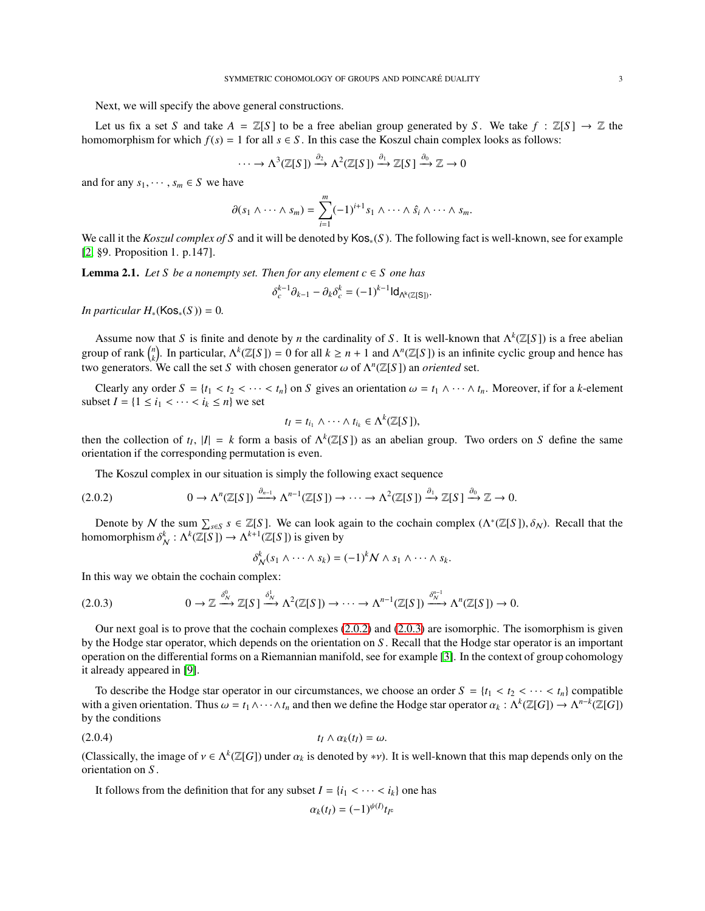Next, we will specify the above general constructions.

Let us fix a set $S$ and take $A = \mathbb{Z}[S]$ to be a free abelian group generated by $S$. We take $f : \mathbb{Z}[S] \to \mathbb{Z}$ the homomorphism for which $f(s) = 1$ for all $s \in S$. In this case the Koszul chain complex looks as follows:

$$\cdots \to \Lambda^3(\mathbb{Z}[S]) \xrightarrow{\partial_2} \Lambda^2(\mathbb{Z}[S]) \xrightarrow{\partial_1} \mathbb{Z}[S] \xrightarrow{\partial_0} \mathbb{Z} \to 0$$

and for any $s_1, \cdots, s_m \in S$ we have

$$\partial(s_1 \wedge \cdots \wedge s_m) = \sum_{i=1}^{m} (-1)^{i+1} s_1 \wedge \cdots \wedge \hat{s}_i \wedge \cdots \wedge s_m.$$

We call it the *Koszul complex of* $S$ and it will be denoted by $\mathsf{Kos}_*(S)$. The following fact is well-known, see for example [2] §9. Proposition 1. p.147].

**Lemma 2.1.** *Let $S$ be a nonempty set. Then for any element $c \in S$ one has*

$$\delta_c^{k-1}\partial_{k-1} - \partial_k \delta_c^k = (-1)^{k-1} \mathsf{Id}_{\Lambda^k(\mathbb{Z}[S])}.$$

*In particular $H_*(\mathsf{Kos}_*(S)) = 0$.*

Assume now that $S$ is finite and denote by $n$ the cardinality of $S$. It is well-known that $\Lambda^k(\mathbb{Z}[S])$ is a free abelian group of rank $\binom{n}{k}$. In particular, $\Lambda^k(\mathbb{Z}[S]) = 0$ for all $k \geq n+1$ and $\Lambda^n(\mathbb{Z}[S])$ is an infinite cyclic group and hence has two generators. We call the set $S$ with chosen generator $\omega$ of $\Lambda^n(\mathbb{Z}[S])$ an *oriented* set.

Clearly any order $S = \{t_1 < t_2 < \cdots < t_n\}$ on $S$ gives an orientation $\omega = t_1 \wedge \cdots \wedge t_n$. Moreover, if for a $k$-element subset $I = \{1 \leq i_1 < \cdots < i_k \leq n\}$ we set

$$t_I = t_{i_1} \wedge \cdots \wedge t_{i_k} \in \Lambda^k(\mathbb{Z}[S]),$$

then the collection of $t_I$, $|I| = k$ form a basis of $\Lambda^k(\mathbb{Z}[S])$ as an abelian group. Two orders on $S$ define the same orientation if the corresponding permutation is even.

The Koszul complex in our situation is simply the following exact sequence

$$0 \to \Lambda^n(\mathbb{Z}[S]) \xrightarrow{\partial_{n-1}} \Lambda^{n-1}(\mathbb{Z}[S]) \to \cdots \to \Lambda^2(\mathbb{Z}[S]) \xrightarrow{\partial_1} \mathbb{Z}[S] \xrightarrow{\partial_0} \mathbb{Z} \to 0. \tag{2.0.2}$$

Denote by $\mathcal{N}$ the sum $\sum_{s \in S} s \in \mathbb{Z}[S]$. We can look again to the cochain complex $(\Lambda^*(\mathbb{Z}[S]), \delta_{\mathcal{N}})$. Recall that the homomorphism $\delta^k_{\mathcal{N}} : \Lambda^k(\mathbb{Z}[S]) \to \Lambda^{k+1}(\mathbb{Z}[S])$ is given by

$$\delta^k_{\mathcal{N}}(s_1 \wedge \cdots \wedge s_k) = (-1)^k \mathcal{N} \wedge s_1 \wedge \cdots \wedge s_k.$$

In this way we obtain the cochain complex:

$$0 \to \mathbb{Z} \xrightarrow{\delta^0_{\mathcal{N}}} \mathbb{Z}[S] \xrightarrow{\delta^1_{\mathcal{N}}} \Lambda^2(\mathbb{Z}[S]) \to \cdots \to \Lambda^{n-1}(\mathbb{Z}[S]) \xrightarrow{\delta^{n-1}_{\mathcal{N}}} \Lambda^n(\mathbb{Z}[S]) \to 0. \tag{2.0.3}$$

Our next goal is to prove that the cochain complexes (2.0.2) and (2.0.3) are isomorphic. The isomorphism is given by the Hodge star operator, which depends on the orientation on $S$. Recall that the Hodge star operator is an important operation on the differential forms on a Riemannian manifold, see for example [3]. In the context of group cohomology it already appeared in [9].

To describe the Hodge star operator in our circumstances, we choose an order $S = \{t_1 < t_2 < \cdots < t_n\}$ compatible with a given orientation. Thus $\omega = t_1 \wedge \cdots \wedge t_n$ and then we define the Hodge star operator $\alpha_k : \Lambda^k(\mathbb{Z}[G]) \to \Lambda^{n-k}(\mathbb{Z}[G])$ by the conditions

$$t_I \wedge \alpha_k(t_I) = \omega. \tag{2.0.4}$$

(Classically, the image of $v \in \Lambda^k(\mathbb{Z}[G])$ under $\alpha_k$ is denoted by $*v$). It is well-known that this map depends only on the orientation on $S$.

It follows from the definition that for any subset $I = \{i_1 < \cdots < i_k\}$ one has

$$\alpha_k(t_I) = (-1)^{\psi(I)} t_{I^c}$$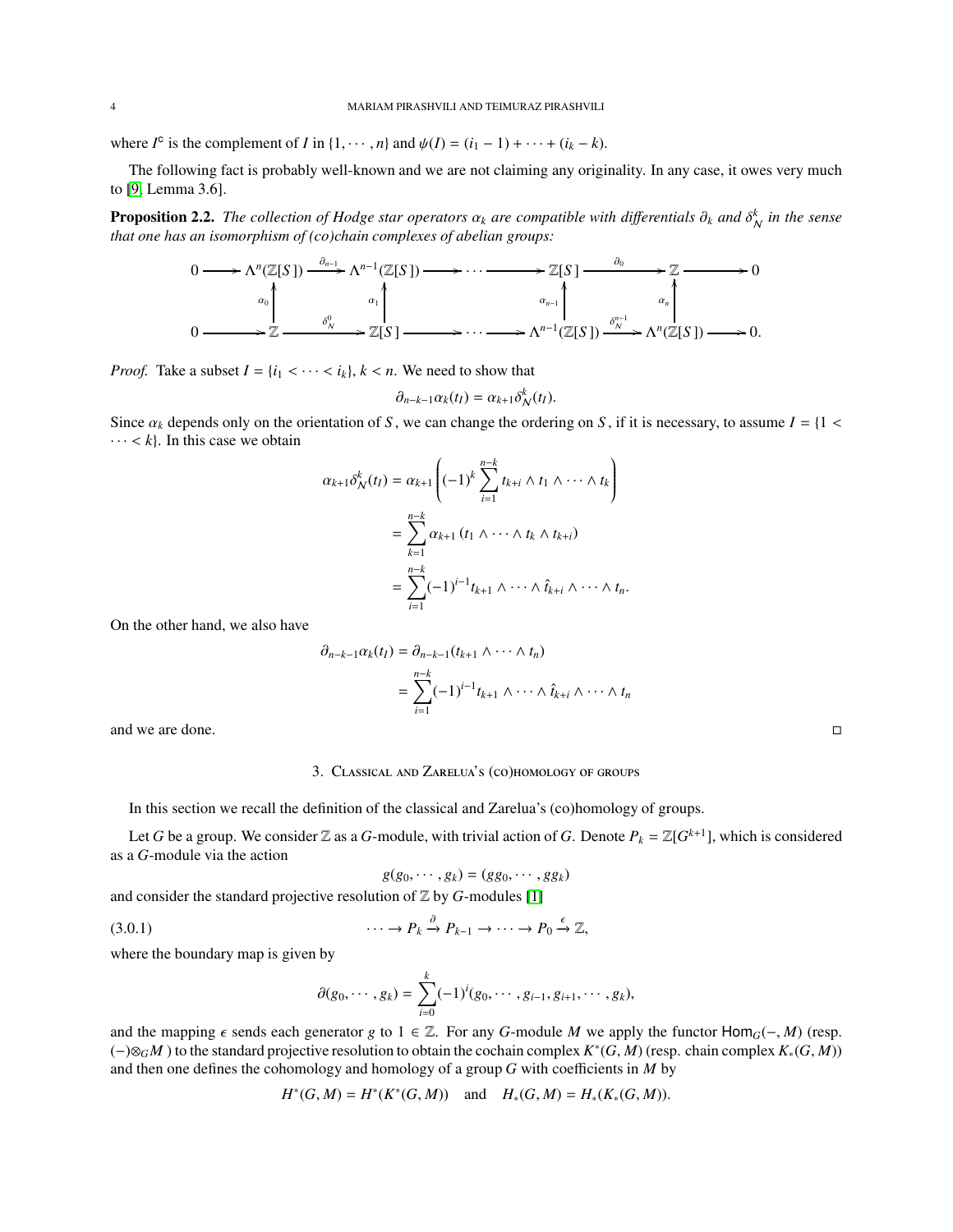where $I^{\mathsf{c}}$ is the complement of $I$ in $\{1, \cdots, n\}$ and $\psi(I) = (i_1 - 1) + \cdots + (i_k - k)$.

The following fact is probably well-known and we are not claiming any originality. In any case, it owes very much to [9, Lemma 3.6].

**Proposition 2.2.** *The collection of Hodge star operators $\alpha_k$ are compatible with differentials $\partial_k$ and $\delta^k_{\mathcal{N}}$ in the sense that one has an isomorphism of (co)chain complexes of abelian groups:*

$$\begin{array}{ccccccccccccc}
0 & \longrightarrow & \Lambda^n(\mathbb{Z}[S]) & \xrightarrow{\partial_{n-1}} & \Lambda^{n-1}(\mathbb{Z}[S]) & \longrightarrow & \cdots & \longrightarrow & \mathbb{Z}[S] & \xrightarrow{\partial_0} & \mathbb{Z} & \longrightarrow & 0 \\
 & & \uparrow{\scriptstyle \alpha_0} & & \uparrow{\scriptstyle \alpha_1} & & & & \uparrow{\scriptstyle \alpha_{n-1}} & & \uparrow{\scriptstyle \alpha_n} & & \\
0 & \longrightarrow & \mathbb{Z} & \xrightarrow{\delta^0_{\mathcal{N}}} & \mathbb{Z}[S] & \longrightarrow & \cdots & \longrightarrow & \Lambda^{n-1}(\mathbb{Z}[S]) & \xrightarrow{\delta^{n-1}_{\mathcal{N}}} & \Lambda^n(\mathbb{Z}[S]) & \longrightarrow & 0.
\end{array}$$

*Proof.* Take a subset $I = \{i_1 < \cdots < i_k\}$, $k < n$. We need to show that

$$\partial_{n-k-1}\alpha_k(t_I) = \alpha_{k+1}\delta^k_{\mathcal{N}}(t_I).$$

Since $\alpha_k$ depends only on the orientation of $S$, we can change the ordering on $S$, if it is necessary, to assume $I = \{1 < \cdots < k\}$. In this case we obtain

$$\begin{aligned}
\alpha_{k+1}\delta^k_{\mathcal{N}}(t_I) &= \alpha_{k+1}\left((-1)^k \sum_{i=1}^{n-k} t_{k+i} \wedge t_1 \wedge \cdots \wedge t_k\right) \\
&= \sum_{k=1}^{n-k} \alpha_{k+1}\left(t_1 \wedge \cdots \wedge t_k \wedge t_{k+i}\right) \\
&= \sum_{i=1}^{n-k} (-1)^{i-1} t_{k+1} \wedge \cdots \wedge \hat{t}_{k+i} \wedge \cdots \wedge t_n.
\end{aligned}$$

On the other hand, we also have

$$\begin{aligned}
\partial_{n-k-1}\alpha_k(t_I) &= \partial_{n-k-1}(t_{k+1} \wedge \cdots \wedge t_n) \\
&= \sum_{i=1}^{n-k} (-1)^{i-1} t_{k+1} \wedge \cdots \wedge \hat{t}_{k+i} \wedge \cdots \wedge t_n
\end{aligned}$$

and we are done. $\square$

## 3. Classical and Zarelua's (co)homology of groups

In this section we recall the definition of the classical and Zarelua's (co)homology of groups.

Let $G$ be a group. We consider $\mathbb{Z}$ as a $G$-module, with trivial action of $G$. Denote $P_k = \mathbb{Z}[G^{k+1}]$, which is considered as a $G$-module via the action

$$g(g_0, \cdots, g_k) = (gg_0, \cdots, gg_k)$$

and consider the standard projective resolution of $\mathbb{Z}$ by $G$-modules [1]

$$\cdots \to P_k \xrightarrow{\partial} P_{k-1} \to \cdots \to P_0 \xrightarrow{\epsilon} \mathbb{Z}, \tag{3.0.1}$$

where the boundary map is given by

$$\partial(g_0, \cdots, g_k) = \sum_{i=0}^{k} (-1)^i (g_0, \cdots, g_{i-1}, g_{i+1}, \cdots, g_k),$$

and the mapping $\epsilon$ sends each generator $g$ to $1 \in \mathbb{Z}$. For any $G$-module $M$ we apply the functor $\mathsf{Hom}_G(-, M)$ (resp. $(-)\otimes_G M$ ) to the standard projective resolution to obtain the cochain complex $K^*(G, M)$ (resp. chain complex $K_*(G, M)$) and then one defines the cohomology and homology of a group $G$ with coefficients in $M$ by

$$H^*(G, M) = H^*(K^*(G, M)) \quad \text{and} \quad H_*(G, M) = H_*(K_*(G, M)).$$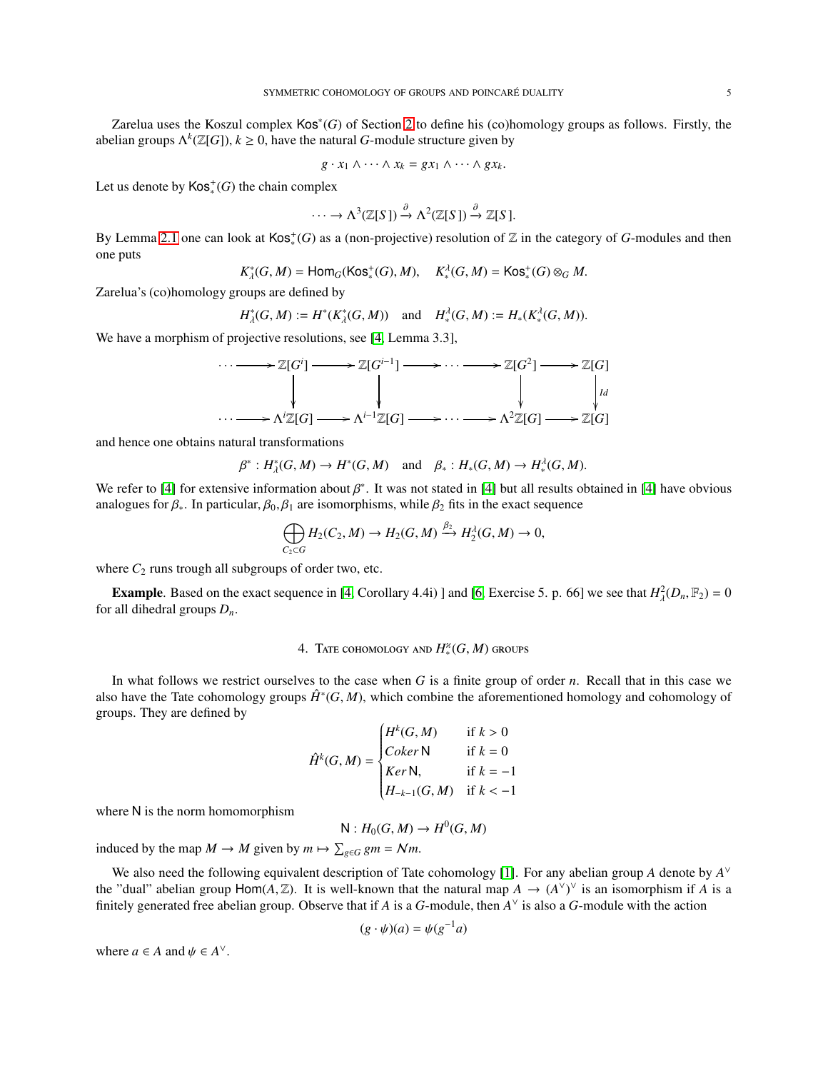Zarelua uses the Koszul complex $\mathsf{Kos}^*(G)$ of Section 2 to define his (co)homology groups as follows. Firstly, the abelian groups $\Lambda^k(\mathbb{Z}[G])$, $k \geq 0$, have the natural $G$-module structure given by

$$g \cdot x_1 \wedge \cdots \wedge x_k = gx_1 \wedge \cdots \wedge gx_k.$$

Let us denote by $\mathsf{Kos}^+_*(G)$ the chain complex

$$\cdots \to \Lambda^3(\mathbb{Z}[S]) \xrightarrow{\partial} \Lambda^2(\mathbb{Z}[S]) \xrightarrow{\partial} \mathbb{Z}[S].$$

By Lemma 2.1 one can look at $\mathsf{Kos}^+_*(G)$ as a (non-projective) resolution of $\mathbb{Z}$ in the category of $G$-modules and then one puts

$$K^*_\lambda(G, M) = \mathsf{Hom}_G(\mathsf{Kos}^+_*(G), M), \quad K^\lambda_*(G, M) = \mathsf{Kos}^+_*(G) \otimes_G M.$$

Zarelua's (co)homology groups are defined by

$$H^*_\lambda(G, M) := H^*(K^*_\lambda(G, M)) \quad \text{and} \quad H^\lambda_*(G, M) := H_*(K^\lambda_*(G, M)).$$

We have a morphism of projective resolutions, see [4, Lemma 3.3],

$$\begin{array}{ccccccccc}
\cdots \longrightarrow & \mathbb{Z}[G^i] & \longrightarrow & \mathbb{Z}[G^{i-1}] & \longrightarrow \cdots \longrightarrow & \mathbb{Z}[G^2] & \longrightarrow & \mathbb{Z}[G] \\
& \downarrow & & \downarrow & & \downarrow & & \downarrow{\scriptstyle Id} \\
\cdots \longrightarrow & \Lambda^i\mathbb{Z}[G] & \longrightarrow & \Lambda^{i-1}\mathbb{Z}[G] & \longrightarrow \cdots \longrightarrow & \Lambda^2\mathbb{Z}[G] & \longrightarrow & \mathbb{Z}[G]
\end{array}$$

and hence one obtains natural transformations

$$\beta^* : H^*_\lambda(G, M) \to H^*(G, M) \quad \text{and} \quad \beta_* : H_*(G, M) \to H^\lambda_*(G, M).$$

We refer to [4] for extensive information about $\beta^*$. It was not stated in [4] but all results obtained in [4] have obvious analogues for $\beta_*$. In particular, $\beta_0, \beta_1$ are isomorphisms, while $\beta_2$ fits in the exact sequence

$$\bigoplus_{C_2 \subset G} H_2(C_2, M) \to H_2(G, M) \xrightarrow{\beta_2} H^\lambda_2(G, M) \to 0,$$

where $C_2$ runs trough all subgroups of order two, etc.

**Example**. Based on the exact sequence in [4, Corollary 4.4i) ] and [6, Exercise 5. p. 66] we see that $H^2_\lambda(D_n, \mathbb{F}_2) = 0$ for all dihedral groups $D_n$.

## 4. Tate cohomology and $H^\infty_*(G, M)$ groups

In what follows we restrict ourselves to the case when $G$ is a finite group of order $n$. Recall that in this case we also have the Tate cohomology groups $\hat{H}^*(G, M)$, which combine the aforementioned homology and cohomology of groups. They are defined by

$$\hat{H}^k(G, M) = \begin{cases} H^k(G, M) & \text{if } k > 0 \\ Coker\,\mathsf{N} & \text{if } k = 0 \\ Ker\,\mathsf{N}, & \text{if } k = -1 \\ H_{-k-1}(G, M) & \text{if } k < -1 \end{cases}$$

where $\mathsf{N}$ is the norm homomorphism

$$\mathsf{N} : H_0(G, M) \to H^0(G, M)$$

induced by the map $M \to M$ given by $m \mapsto \sum_{g \in G} gm = \mathcal{N}m$.

We also need the following equivalent description of Tate cohomology [1]. For any abelian group $A$ denote by $A^\vee$ the "dual" abelian group $\mathsf{Hom}(A, \mathbb{Z})$. It is well-known that the natural map $A \to (A^\vee)^\vee$ is an isomorphism if $A$ is a finitely generated free abelian group. Observe that if $A$ is a $G$-module, then $A^\vee$ is also a $G$-module with the action

$$(g \cdot \psi)(a) = \psi(g^{-1}a)$$

where $a \in A$ and $\psi \in A^\vee$.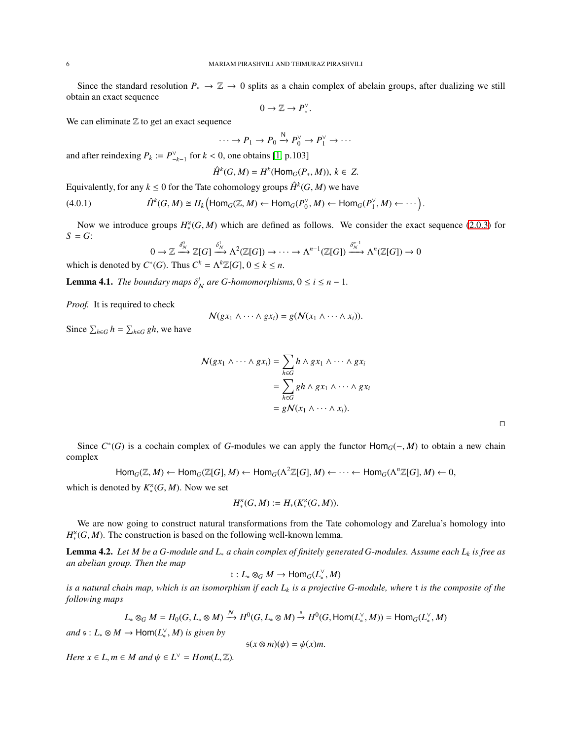Since the standard resolution $P_* \to \mathbb{Z} \to 0$ splits as a chain complex of abelain groups, after dualizing we still obtain an exact sequence

$$0 \to \mathbb{Z} \to P_*^\vee.$$

We can eliminate $\mathbb{Z}$ to get an exact sequence

$$\cdots \to P_1 \to P_0 \xrightarrow{\mathsf{N}} P_0^\vee \to P_1^\vee \to \cdots$$

and after reindexing $P_k := P^\vee_{-k-1}$ for $k < 0$, one obtains [1, p.103]

$$\hat{H}^k(G, M) = H^k(\mathsf{Hom}_G(P_*, M)),\ k \in\ Z.$$

Equivalently, for any $k \leq 0$ for the Tate cohomology groups $\hat{H}^k(G, M)$ we have

$$\hat{H}^k(G, M) \cong H_k\left(\mathsf{Hom}_G(\mathbb{Z}, M) \leftarrow \mathsf{Hom}_G(P_0^\vee, M) \leftarrow \mathsf{Hom}_G(P_1^\vee, M) \leftarrow \cdots\right). \tag{4.0.1}$$

Now we introduce groups $H_*^{\varkappa}(G, M)$ which are defined as follows. We consider the exact sequence (2.0.3) for $S = G$:

$$0 \to \mathbb{Z} \xrightarrow{\delta^0_{\mathcal{N}}} \mathbb{Z}[G] \xrightarrow{\delta^1_{\mathcal{N}}} \Lambda^2(\mathbb{Z}[G]) \to \cdots \to \Lambda^{n-1}(\mathbb{Z}[G]) \xrightarrow{\delta^{n-1}_{\mathcal{N}}} \Lambda^n(\mathbb{Z}[G]) \to 0$$

which is denoted by $C^*(G)$. Thus $C^k = \Lambda^k\mathbb{Z}[G]$, $0 \leq k \leq n$.

**Lemma 4.1.** *The boundary maps $\delta^i_{\mathcal{N}}$ are $G$-homomorphisms, $0 \leq i \leq n-1$.*

*Proof.* It is required to check

$$\mathcal{N}(gx_1 \wedge \cdots \wedge gx_i) = g(\mathcal{N}(x_1 \wedge \cdots \wedge x_i)).$$

Since $\sum_{h\in G} h = \sum_{h \in G} gh$, we have

$$\begin{aligned}
\mathcal{N}(gx_1 \wedge \cdots \wedge gx_i) &= \sum_{h\in G} h \wedge gx_1 \wedge \cdots \wedge gx_i \\
&= \sum_{h \in G} gh \wedge gx_1 \wedge \cdots \wedge gx_i \\
&= g\mathcal{N}(x_1 \wedge \cdots \wedge x_i).
\end{aligned}$$

□

Since $C^*(G)$ is a cochain complex of $G$-modules we can apply the functor $\mathsf{Hom}_G(-, M)$ to obtain a new chain complex

$$\mathsf{Hom}_G(\mathbb{Z}, M) \leftarrow \mathsf{Hom}_G(\mathbb{Z}[G], M) \leftarrow \mathsf{Hom}_G(\Lambda^2\mathbb{Z}[G], M) \leftarrow \cdots \leftarrow \mathsf{Hom}_G(\Lambda^n\mathbb{Z}[G], M) \leftarrow 0,$$

which is denoted by $K_*^{\varkappa}(G, M)$. Now we set

$$H_*^{\varkappa}(G, M) := H_*(K_*^{\varkappa}(G, M)).$$

We are now going to construct natural transformations from the Tate cohomology and Zarelua's homology into $H_*^{\varkappa}(G, M)$. The construction is based on the following well-known lemma.

**Lemma 4.2.** *Let $M$ be a $G$-module and $L_*$ a chain complex of finitely generated $G$-modules. Assume each $L_k$ is free as an abelian group. Then the map*

$$\mathfrak{t} : L_* \otimes_G M \to \mathsf{Hom}_G(L_*^\vee, M)$$

*is a natural chain map, which is an isomorphism if each $L_k$ is a projective $G$-module, where $\mathfrak{t}$ is the composite of the following maps*

$$L_* \otimes_G M = H_0(G, L_* \otimes M) \xrightarrow{\mathcal{N}} H^0(G, L_* \otimes M) \xrightarrow{\mathfrak{s}} H^0(G, \mathsf{Hom}(L_*^\vee, M)) = \mathsf{Hom}_G(L_*^\vee, M)$$

*and $\mathfrak{s} : L_* \otimes M \to \mathsf{Hom}(L_*^\vee, M)$ is given by*

$$\mathfrak{s}(x \otimes m)(\psi) = \psi(x)m.$$

*Here $x \in L, m \in M$ and $\psi \in L^\vee = Hom(L, \mathbb{Z})$.*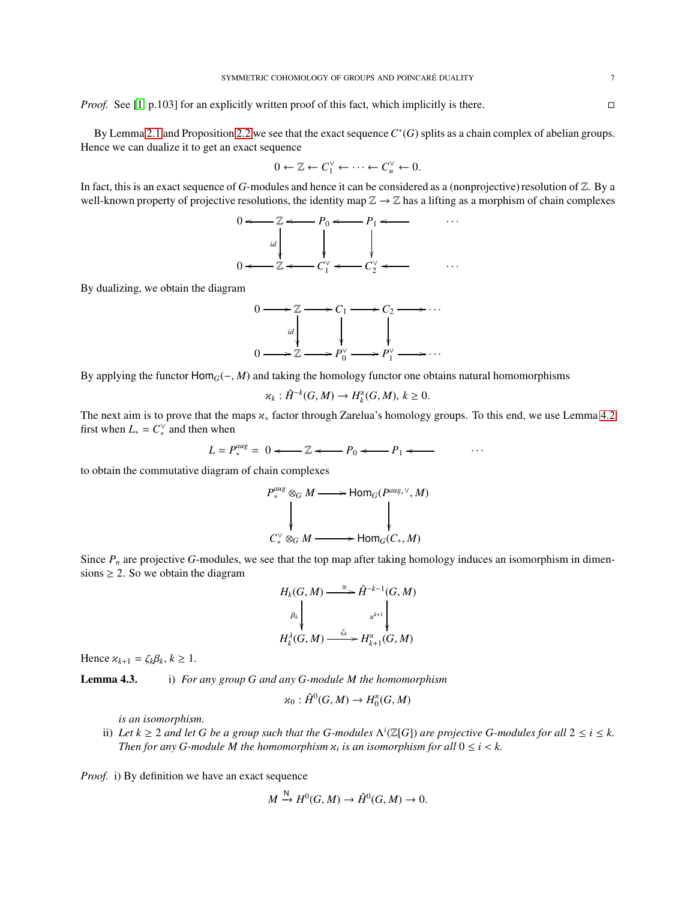*Proof.* See [1, p.103] for an explicitly written proof of this fact, which implicitly is there. □

By Lemma 2.1 and Proposition 2.2 we see that the exact sequence $C^*(G)$ splits as a chain complex of abelian groups. Hence we can dualize it to get an exact sequence

$$0 \leftarrow \mathbb{Z} \leftarrow C_1^\vee \leftarrow \cdots \leftarrow C_n^\vee \leftarrow 0.$$

In fact, this is an exact sequence of $G$-modules and hence it can be considered as a (nonprojective) resolution of $\mathbb{Z}$. By a well-known property of projective resolutions, the identity map $\mathbb{Z} \to \mathbb{Z}$ has a lifting as a morphism of chain complexes

$$\begin{array}{ccccccccc}
0 & \leftarrow & \mathbb{Z} & \leftarrow & P_0 & \leftarrow & P_1 & \leftarrow & \cdots \\
 & & \downarrow{\scriptstyle id} & & \downarrow & & \downarrow & & \\
0 & \leftarrow & \mathbb{Z} & \leftarrow & C_1^\vee & \leftarrow & C_2^\vee & \leftarrow & \cdots
\end{array}$$

By dualizing, we obtain the diagram

$$\begin{array}{ccccccccc}
0 & \rightarrow & \mathbb{Z} & \rightarrow & C_1 & \rightarrow & C_2 & \rightarrow & \cdots \\
 & & \downarrow{\scriptstyle id} & & \downarrow & & \downarrow & & \\
0 & \rightarrow & \mathbb{Z} & \rightarrow & P_0^\vee & \rightarrow & P_1^\vee & \rightarrow & \cdots
\end{array}$$

By applying the functor $\mathsf{Hom}_G(-, M)$ and taking the homology functor one obtains natural homomorphisms

$$\varkappa_k : \hat{H}^{-k}(G, M) \to H_k^{\varkappa}(G, M), \ k \geq 0.$$

The next aim is to prove that the maps $\varkappa_*$ factor through Zarelua's homology groups. To this end, we use Lemma 4.2 first when $L_* = C_*^\vee$ and then when

$$L = P_*^{aug} = \ 0 \leftarrow \mathbb{Z} \leftarrow P_0 \leftarrow P_1 \leftarrow \quad \cdots$$

to obtain the commutative diagram of chain complexes

$$\begin{array}{ccc}
P_*^{aug} \otimes_G M & \longrightarrow & \mathsf{Hom}_G(P^{aug_*\vee}, M) \\
\downarrow & & \downarrow \\
C_*^\vee \otimes_G M & \longrightarrow & \mathsf{Hom}_G(C_*, M)
\end{array}$$

Since $P_n$ are projective $G$-modules, we see that the top map after taking homology induces an isomorphism in dimensions $\geq 2$. So we obtain the diagram

$$\begin{array}{ccc}
H_k(G, M) & \xrightarrow{\cong} & \hat{H}^{-k-1}(G, M) \\
\downarrow{\scriptstyle \beta_k} & & \downarrow{\scriptstyle \varkappa^{k+1}} \\
H_k^{\lambda}(G, M) & \xrightarrow{\zeta_k} & H_{k+1}^{\varkappa}(G, M)
\end{array}$$

Hence $\varkappa_{k+1} = \zeta_k \beta_k$, $k \geq 1$.

**Lemma 4.3.** i) *For any group $G$ and any $G$-module $M$ the homomorphism*

$$\varkappa_0 : \hat{H}^0(G, M) \to H_0^{\varkappa}(G, M)$$

*is an isomorphism.*

ii) *Let $k \geq 2$ and let $G$ be a group such that the $G$-modules $\Lambda^i(\mathbb{Z}[G])$ are projective $G$-modules for all $2 \leq i \leq k$. Then for any $G$-module $M$ the homomorphism $\varkappa_i$ is an isomorphism for all $0 \leq i < k$.*

*Proof.* i) By definition we have an exact sequence

$$M \xrightarrow{\mathsf{N}} H^0(G, M) \to \hat{H}^0(G, M) \to 0.$$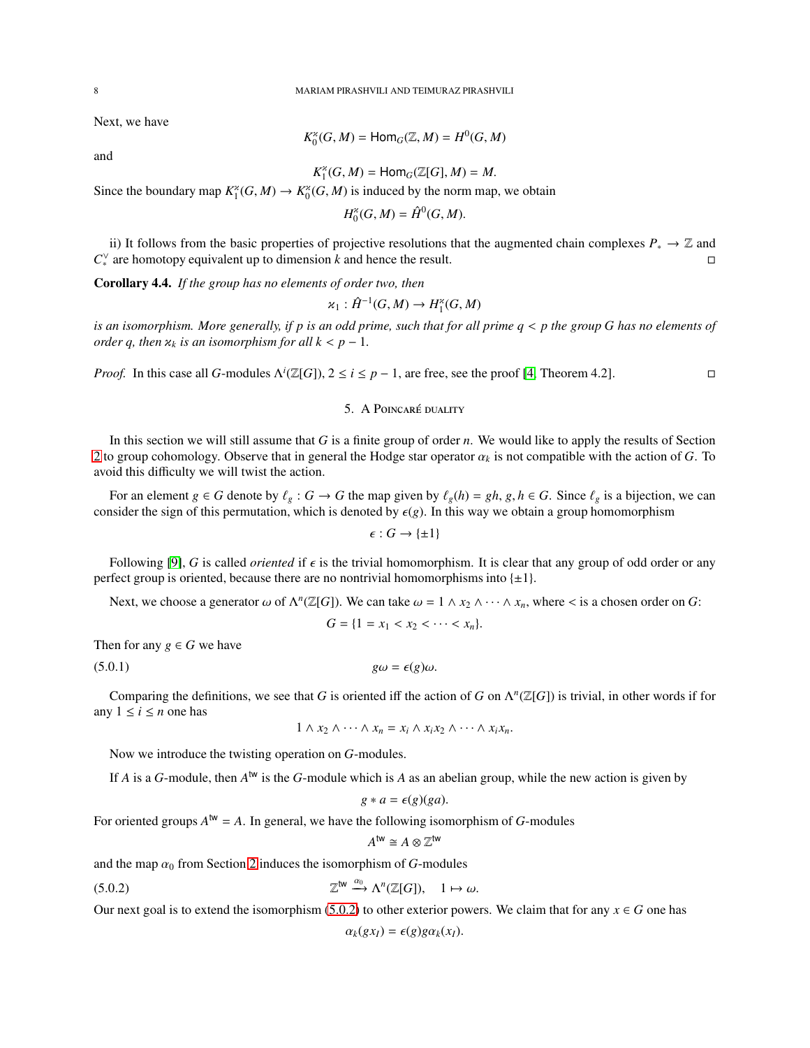Next, we have

$$K_0^{\varkappa}(G,M) = \mathsf{Hom}_G(\mathbb{Z}, M) = H^0(G,M)$$

and

$$K_1^{\varkappa}(G,M) = \mathsf{Hom}_G(\mathbb{Z}[G], M) = M.$$

Since the boundary map $K_1^{\varkappa}(G,M) \to K_0^{\varkappa}(G,M)$ is induced by the norm map, we obtain

$$H_0^{\varkappa}(G,M) = \hat{H}^0(G,M).$$

ii) It follows from the basic properties of projective resolutions that the augmented chain complexes $P_* \to \mathbb{Z}$ and $C_*^{\vee}$ are homotopy equivalent up to dimension $k$ and hence the result. □

**Corollary 4.4.** *If the group has no elements of order two, then*

$$\varkappa_1 : \hat{H}^{-1}(G,M) \to H_1^{\varkappa}(G,M)$$

*is an isomorphism. More generally, if $p$ is an odd prime, such that for all prime $q < p$ the group $G$ has no elements of order $q$, then $\varkappa_k$ is an isomorphism for all $k < p-1$.*

*Proof.* In this case all $G$-modules $\Lambda^i(\mathbb{Z}[G])$, $2 \le i \le p-1$, are free, see the proof [4, Theorem 4.2]. □

## 5. A Poincaré duality

In this section we will still assume that $G$ is a finite group of order $n$. We would like to apply the results of Section 2 to group cohomology. Observe that in general the Hodge star operator $\alpha_k$ is not compatible with the action of $G$. To avoid this difficulty we will twist the action.

For an element $g \in G$ denote by $\ell_g : G \to G$ the map given by $\ell_g(h) = gh$, $g, h \in G$. Since $\ell_g$ is a bijection, we can consider the sign of this permutation, which is denoted by $\epsilon(g)$. In this way we obtain a group homomorphism

$$\epsilon : G \to \{\pm 1\}$$

Following [9], $G$ is called *oriented* if $\epsilon$ is the trivial homomorphism. It is clear that any group of odd order or any perfect group is oriented, because there are no nontrivial homomorphisms into $\{\pm 1\}$.

Next, we choose a generator $\omega$ of $\Lambda^n(\mathbb{Z}[G])$. We can take $\omega = 1 \wedge x_2 \wedge \cdots \wedge x_n$, where $<$ is a chosen order on $G$:

$$G = \{1 = x_1 < x_2 < \cdots < x_n\}.$$

Then for any $g \in G$ we have

$$g\omega = \epsilon(g)\omega. \tag{5.0.1}$$

Comparing the definitions, we see that $G$ is oriented iff the action of $G$ on $\Lambda^n(\mathbb{Z}[G])$ is trivial, in other words if for any $1 \le i \le n$ one has

$$1 \wedge x_2 \wedge \cdots \wedge x_n = x_i \wedge x_i x_2 \wedge \cdots \wedge x_i x_n.$$

Now we introduce the twisting operation on $G$-modules.

If $A$ is a $G$-module, then $A^{\mathsf{tw}}$ is the $G$-module which is $A$ as an abelian group, while the new action is given by

$$g * a = \epsilon(g)(ga).$$

For oriented groups $A^{\mathsf{tw}} = A$. In general, we have the following isomorphism of $G$-modules

$$A^{\mathsf{tw}} \cong A \otimes \mathbb{Z}^{\mathsf{tw}}$$

and the map $\alpha_0$ from Section 2 induces the isomorphism of $G$-modules

$$\mathbb{Z}^{\mathsf{tw}} \xrightarrow{\alpha_0} \Lambda^n(\mathbb{Z}[G]), \quad 1 \mapsto \omega. \tag{5.0.2}$$

Our next goal is to extend the isomorphism (5.0.2) to other exterior powers. We claim that for any $x \in G$ one has

$$\alpha_k(g x_I) = \epsilon(g) g \alpha_k(x_I).$$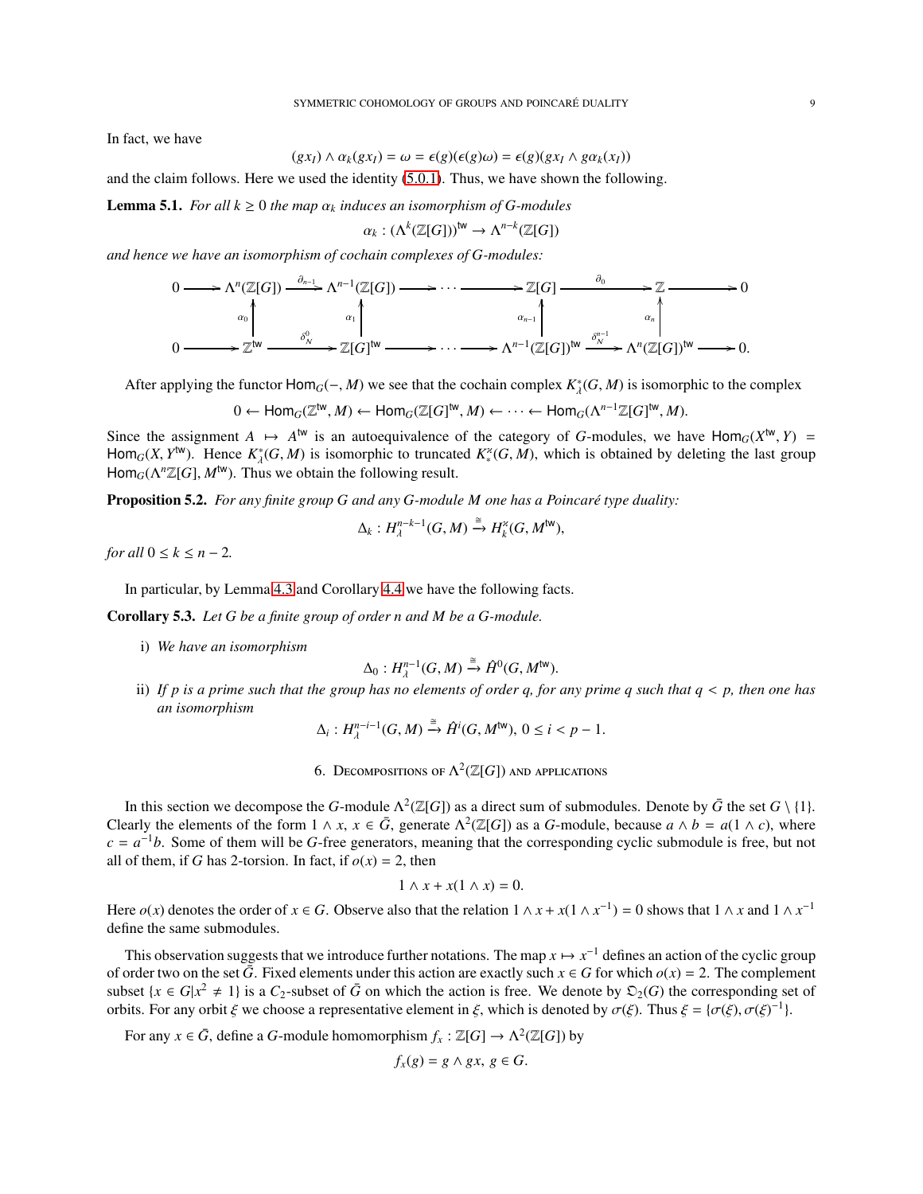In fact, we have

$$(gx_I) \wedge \alpha_k(gx_I) = \omega = \epsilon(g)(\epsilon(g)\omega) = \epsilon(g)(gx_I \wedge g\alpha_k(x_I))$$

and the claim follows. Here we used the identity (5.0.1). Thus, we have shown the following.

**Lemma 5.1.** *For all $k \geq 0$ the map $\alpha_k$ induces an isomorphism of $G$-modules*

$$\alpha_k : (\Lambda^k(\mathbb{Z}[G]))^{\mathsf{tw}} \to \Lambda^{n-k}(\mathbb{Z}[G])$$

*and hence we have an isomorphism of cochain complexes of $G$-modules:*

$$\begin{array}{ccccccccccccc}
0 & \longrightarrow & \Lambda^n(\mathbb{Z}[G]) & \xrightarrow{\partial_{n-1}} & \Lambda^{n-1}(\mathbb{Z}[G]) & \longrightarrow \cdots \longrightarrow & \mathbb{Z}[G] & \xrightarrow{\partial_0} & \mathbb{Z} & \longrightarrow & 0 \\
 & & \uparrow{\scriptstyle \alpha_0} & & \uparrow{\scriptstyle \alpha_1} & & \uparrow{\scriptstyle \alpha_{n-1}} & & \uparrow{\scriptstyle \alpha_n} & & \\
0 & \longrightarrow & \mathbb{Z}^{\mathsf{tw}} & \xrightarrow{\delta_N^0} & \mathbb{Z}[G]^{\mathsf{tw}} & \longrightarrow \cdots \longrightarrow & \Lambda^{n-1}(\mathbb{Z}[G])^{\mathsf{tw}} & \xrightarrow{\delta_N^{n-1}} & \Lambda^n(\mathbb{Z}[G])^{\mathsf{tw}} & \longrightarrow & 0.
\end{array}$$

After applying the functor $\mathsf{Hom}_G(-, M)$ we see that the cochain complex $K_\lambda^*(G, M)$ is isomorphic to the complex

$$0 \leftarrow \mathsf{Hom}_G(\mathbb{Z}^{\mathsf{tw}}, M) \leftarrow \mathsf{Hom}_G(\mathbb{Z}[G]^{\mathsf{tw}}, M) \leftarrow \cdots \leftarrow \mathsf{Hom}_G(\Lambda^{n-1}\mathbb{Z}[G]^{\mathsf{tw}}, M).$$

Since the assignment $A \mapsto A^{\mathsf{tw}}$ is an autoequivalence of the category of $G$-modules, we have $\mathsf{Hom}_G(X^{\mathsf{tw}}, Y) = \mathsf{Hom}_G(X, Y^{\mathsf{tw}})$. Hence $K_\lambda^*(G, M)$ is isomorphic to truncated $K_*^{\varkappa}(G, M)$, which is obtained by deleting the last group $\mathsf{Hom}_G(\Lambda^n\mathbb{Z}[G], M^{\mathsf{tw}})$. Thus we obtain the following result.

**Proposition 5.2.** *For any finite group $G$ and any $G$-module $M$ one has a Poincaré type duality:*

$$\Delta_k : H_\lambda^{n-k-1}(G, M) \xrightarrow{\cong} H_k^{\varkappa}(G, M^{\mathsf{tw}}),$$

*for all $0 \leq k \leq n-2$.*

In particular, by Lemma 4.3 and Corollary 4.4 we have the following facts.

**Corollary 5.3.** *Let $G$ be a finite group of order $n$ and $M$ be a $G$-module.*

i) *We have an isomorphism*

$$\Delta_0 : H_\lambda^{n-1}(G, M) \xrightarrow{\cong} \hat{H}^0(G, M^{\mathsf{tw}}).$$

ii) *If $p$ is a prime such that the group has no elements of order $q$, for any prime $q$ such that $q < p$, then one has an isomorphism*

$$\Delta_i : H_\lambda^{n-i-1}(G, M) \xrightarrow{\cong} \hat{H}^i(G, M^{\mathsf{tw}}),\ 0 \leq i < p-1.$$

## 6. Decompositions of $\Lambda^2(\mathbb{Z}[G])$ and applications

In this section we decompose the $G$-module $\Lambda^2(\mathbb{Z}[G])$ as a direct sum of submodules. Denote by $\bar{G}$ the set $G \setminus \{1\}$. Clearly the elements of the form $1 \wedge x$, $x \in \bar{G}$, generate $\Lambda^2(\mathbb{Z}[G])$ as a $G$-module, because $a \wedge b = a(1 \wedge c)$, where $c = a^{-1}b$. Some of them will be $G$-free generators, meaning that the corresponding cyclic submodule is free, but not all of them, if $G$ has 2-torsion. In fact, if $o(x) = 2$, then

$$1 \wedge x + x(1 \wedge x) = 0.$$

Here $o(x)$ denotes the order of $x \in G$. Observe also that the relation $1 \wedge x + x(1 \wedge x^{-1}) = 0$ shows that $1 \wedge x$ and $1 \wedge x^{-1}$ define the same submodules.

This observation suggests that we introduce further notations. The map $x \mapsto x^{-1}$ defines an action of the cyclic group of order two on the set $\bar{G}$. Fixed elements under this action are exactly such $x \in G$ for which $o(x) = 2$. The complement subset $\{x \in G | x^2 \neq 1\}$ is a $C_2$-subset of $\bar{G}$ on which the action is free. We denote by $\mathfrak{O}_2(G)$ the corresponding set of orbits. For any orbit $\xi$ we choose a representative element in $\xi$, which is denoted by $\sigma(\xi)$. Thus $\xi = \{\sigma(\xi), \sigma(\xi)^{-1}\}$.

For any $x \in \bar{G}$, define a $G$-module homomorphism $f_x : \mathbb{Z}[G] \to \Lambda^2(\mathbb{Z}[G])$ by

$$f_x(g) = g \wedge gx,\ g \in G.$$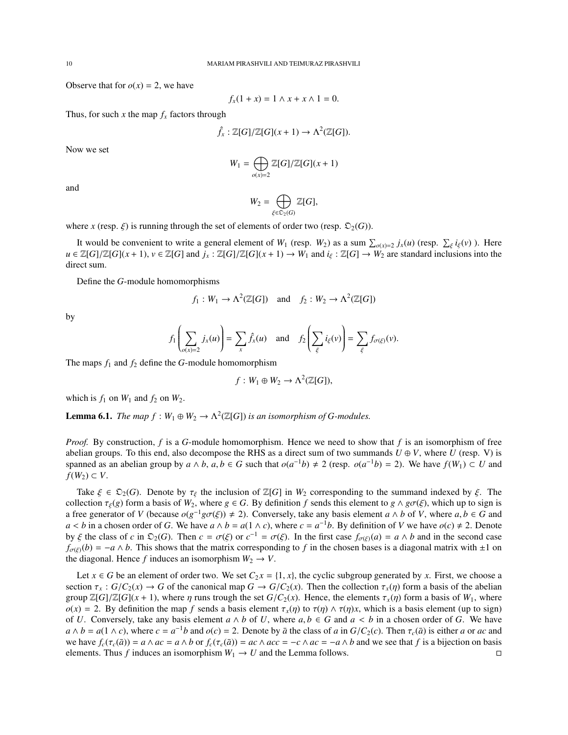Observe that for $o(x) = 2$, we have

$$f_x(1 + x) = 1 \wedge x + x \wedge 1 = 0.$$

Thus, for such $x$ the map $f_x$ factors through

$$\hat{f}_x : \mathbb{Z}[G]/\mathbb{Z}[G](x + 1) \to \Lambda^2(\mathbb{Z}[G]).$$

Now we set

$$W_1 = \bigoplus_{o(x)=2} \mathbb{Z}[G]/\mathbb{Z}[G](x + 1)$$

and

$$W_2 = \bigoplus_{\xi \in \mathfrak{O}_2(G)} \mathbb{Z}[G],$$

where $x$ (resp. $\xi$) is running through the set of elements of order two (resp. $\mathfrak{O}_2(G)$).

It would be convenient to write a general element of $W_1$ (resp. $W_2$) as a sum $\sum_{o(x)=2} j_x(u)$ (resp. $\sum_\xi i_\xi(v)$ ). Here $u \in \mathbb{Z}[G]/\mathbb{Z}[G](x + 1)$, $v \in \mathbb{Z}[G]$ and $j_x : \mathbb{Z}[G]/\mathbb{Z}[G](x + 1) \to W_1$ and $i_\xi : \mathbb{Z}[G] \to W_2$ are standard inclusions into the direct sum.

Define the $G$-module homomorphisms

$$f_1 : W_1 \to \Lambda^2(\mathbb{Z}[G]) \quad \text{and} \quad f_2 : W_2 \to \Lambda^2(\mathbb{Z}[G])$$

by

$$f_1\left(\sum_{o(x)=2} j_x(u)\right) = \sum_x \hat{f}_x(u) \quad \text{and} \quad f_2\left(\sum_\xi i_\xi(v)\right) = \sum_\xi f_{\sigma(\xi)}(v).$$

The maps $f_1$ and $f_2$ define the $G$-module homomorphism

$$f : W_1 \oplus W_2 \to \Lambda^2(\mathbb{Z}[G]),$$

which is $f_1$ on $W_1$ and $f_2$ on $W_2$.

**Lemma 6.1.** *The map $f : W_1 \oplus W_2 \to \Lambda^2(\mathbb{Z}[G])$ is an isomorphism of $G$-modules.*

*Proof.* By construction, $f$ is a $G$-module homomorphism. Hence we need to show that $f$ is an isomorphism of free abelian groups. To this end, also decompose the RHS as a direct sum of two summands $U \oplus V$, where $U$ (resp. V) is spanned as an abelian group by $a \wedge b$, $a, b \in G$ such that $o(a^{-1}b) \neq 2$ (resp. $o(a^{-1}b) = 2$). We have $f(W_1) \subset U$ and $f(W_2) \subset V$.

Take $\xi \in \mathfrak{O}_2(G)$. Denote by $\tau_\xi$ the inclusion of $\mathbb{Z}[G]$ in $W_2$ corresponding to the summand indexed by $\xi$. The collection $\tau_\xi(g)$ form a basis of $W_2$, where $g \in G$. By definition $f$ sends this element to $g \wedge g\sigma(\xi)$, which up to sign is a free generator of $V$ (because $o(g^{-1}g\sigma(\xi)) \neq 2$). Conversely, take any basis element $a \wedge b$ of $V$, where $a, b \in G$ and $a < b$ in a chosen order of $G$. We have $a \wedge b = a(1 \wedge c)$, where $c = a^{-1}b$. By definition of $V$ we have $o(c) \neq 2$. Denote by $\xi$ the class of $c$ in $\mathfrak{O}_2(G)$. Then $c = \sigma(\xi)$ or $c^{-1} = \sigma(\xi)$. In the first case $f_{\sigma(\xi)}(a) = a \wedge b$ and in the second case $f_{\sigma(\xi)}(b) = -a \wedge b$. This shows that the matrix corresponding to $f$ in the chosen bases is a diagonal matrix with $\pm 1$ on the diagonal. Hence $f$ induces an isomorphism $W_2 \to V$.

Let $x \in G$ be an element of order two. We set $C_2x = \{1, x\}$, the cyclic subgroup generated by $x$. First, we choose a section $\tau_x : G/C_2(x) \to G$ of the canonical map $G \to G/C_2(x)$. Then the collection $\tau_x(\eta)$ form a basis of the abelian group $\mathbb{Z}[G]/\mathbb{Z}[G](x + 1)$, where $\eta$ runs trough the set $G/C_2(x)$. Hence, the elements $\tau_x(\eta)$ form a basis of $W_1$, where $o(x) = 2$. By definition the map $f$ sends a basis element $\tau_x(\eta)$ to $\tau(\eta) \wedge \tau(\eta)x$, which is a basis element (up to sign) of $U$. Conversely, take any basis element $a \wedge b$ of $U$, where $a, b \in G$ and $a < b$ in a chosen order of $G$. We have $a \wedge b = a(1 \wedge c)$, where $c = a^{-1}b$ and $o(c) = 2$. Denote by $\bar{a}$ the class of $a$ in $G/C_2(c)$. Then $\tau_c(\bar{a})$ is either $a$ or $ac$ and we have $f_c(\tau_c(\bar{a})) = a \wedge ac = a \wedge b$ or $f_c(\tau_c(\bar{a})) = ac \wedge acc = -c \wedge ac = -a \wedge b$ and we see that $f$ is a bijection on basis elements. Thus $f$ induces an isomorphism $W_1 \to U$ and the Lemma follows. $\square$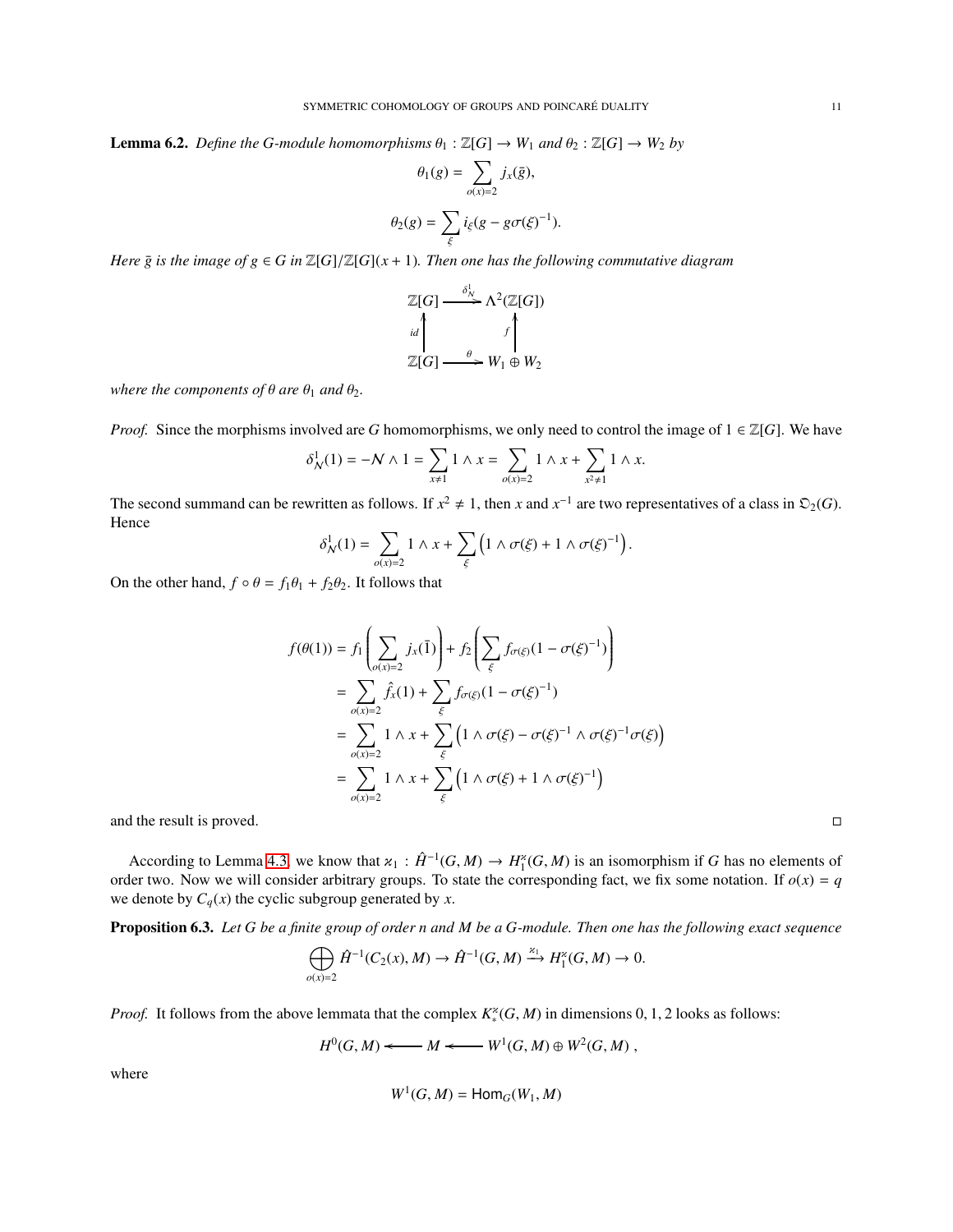**Lemma 6.2.** *Define the G-module homomorphisms $\theta_1 : \mathbb{Z}[G] \to W_1$ and $\theta_2 : \mathbb{Z}[G] \to W_2$ by*

$$\theta_1(g) = \sum_{o(x)=2} j_x(\bar{g}),$$

$$\theta_2(g) = \sum_{\xi} i_\xi(g - g\sigma(\xi)^{-1}).$$

*Here $\bar{g}$ is the image of $g \in G$ in $\mathbb{Z}[G]/\mathbb{Z}[G](x+1)$. Then one has the following commutative diagram*

$$\begin{array}{ccc} \mathbb{Z}[G] & \xrightarrow{\delta^1_{\mathcal{N}}} & \Lambda^2(\mathbb{Z}[G]) \\ {\scriptstyle id}\uparrow & & \uparrow{\scriptstyle f} \\ \mathbb{Z}[G] & \xrightarrow{\theta} & W_1 \oplus W_2 \end{array}$$

*where the components of $\theta$ are $\theta_1$ and $\theta_2$.*

*Proof.* Since the morphisms involved are $G$ homomorphisms, we only need to control the image of $1 \in \mathbb{Z}[G]$. We have

$$\delta^1_{\mathcal{N}}(1) = -\mathcal{N} \wedge 1 = \sum_{x \neq 1} 1 \wedge x = \sum_{o(x)=2} 1 \wedge x + \sum_{x^2 \neq 1} 1 \wedge x.$$

The second summand can be rewritten as follows. If $x^2 \neq 1$, then $x$ and $x^{-1}$ are two representatives of a class in $\mathfrak{O}_2(G)$. Hence

$$\delta^1_{\mathcal{N}}(1) = \sum_{o(x)=2} 1 \wedge x + \sum_{\xi} \left(1 \wedge \sigma(\xi) + 1 \wedge \sigma(\xi)^{-1}\right).$$

On the other hand, $f \circ \theta = f_1\theta_1 + f_2\theta_2$. It follows that

$$\begin{aligned} f(\theta(1)) &= f_1\left(\sum_{o(x)=2} j_x(\bar{1})\right) + f_2\left(\sum_{\xi} f_{\sigma(\xi)}(1 - \sigma(\xi)^{-1})\right) \\ &= \sum_{o(x)=2} \hat{f}_x(1) + \sum_{\xi} f_{\sigma(\xi)}(1 - \sigma(\xi)^{-1}) \\ &= \sum_{o(x)=2} 1 \wedge x + \sum_{\xi} \left(1 \wedge \sigma(\xi) - \sigma(\xi)^{-1} \wedge \sigma(\xi)^{-1}\sigma(\xi)\right) \\ &= \sum_{o(x)=2} 1 \wedge x + \sum_{\xi} \left(1 \wedge \sigma(\xi) + 1 \wedge \sigma(\xi)^{-1}\right) \end{aligned}$$

and the result is proved. □

According to Lemma 4.3, we know that $\varkappa_1 : \hat{H}^{-1}(G, M) \to H_1^{\varkappa}(G, M)$ is an isomorphism if $G$ has no elements of order two. Now we will consider arbitrary groups. To state the corresponding fact, we fix some notation. If $o(x) = q$ we denote by $C_q(x)$ the cyclic subgroup generated by $x$.

**Proposition 6.3.** *Let G be a finite group of order n and M be a G-module. Then one has the following exact sequence*

$$\bigoplus_{o(x)=2} \hat{H}^{-1}(C_2(x), M) \to \hat{H}^{-1}(G, M) \xrightarrow{\varkappa_1} H_1^{\varkappa}(G, M) \to 0.$$

*Proof.* It follows from the above lemmata that the complex $K_*^{\varkappa}(G, M)$ in dimensions 0, 1, 2 looks as follows:

$$H^0(G, M) \longleftarrow M \longleftarrow W^1(G, M) \oplus W^2(G, M)\ ,$$

where

$$W^1(G, M) = \mathsf{Hom}_G(W_1, M)$$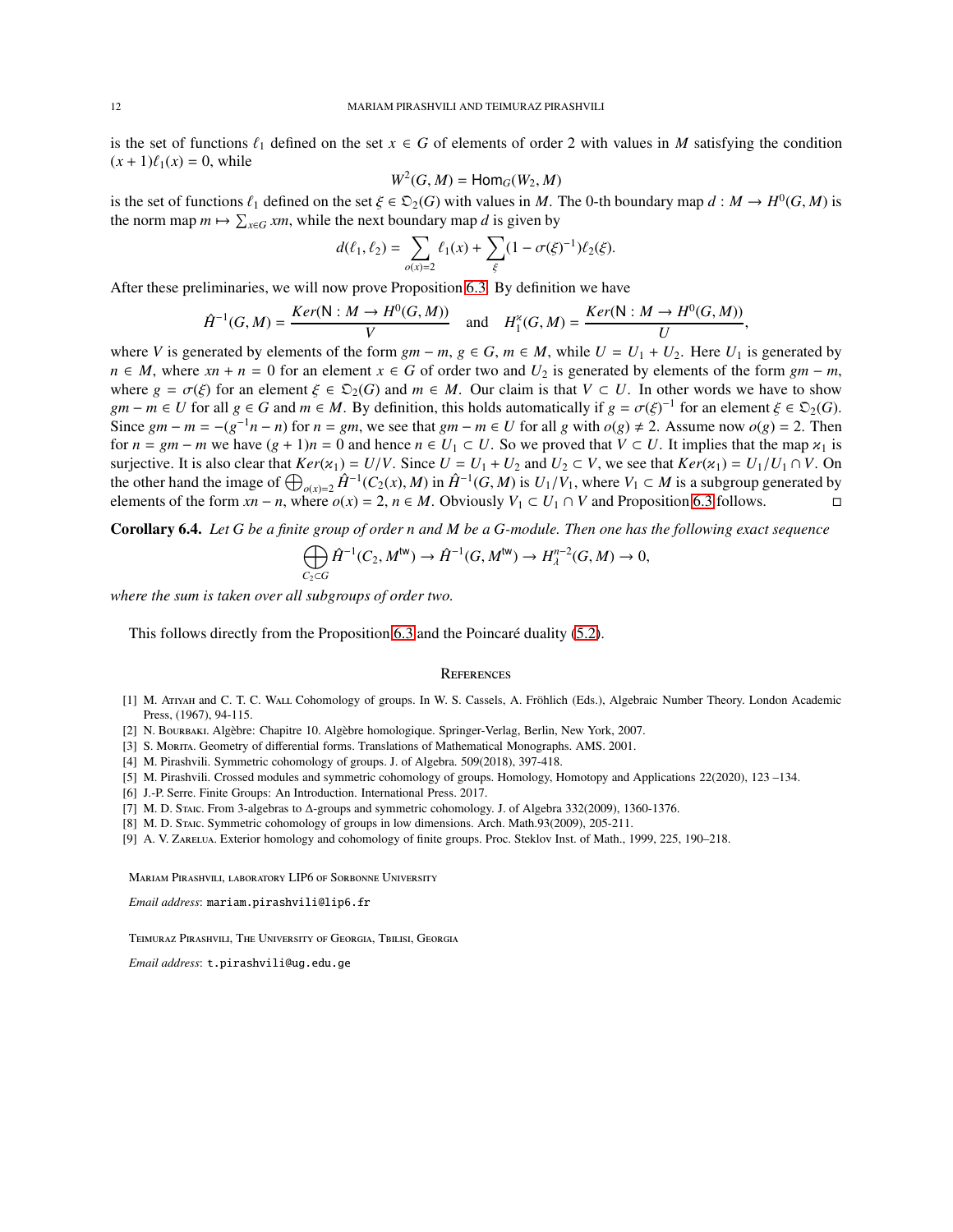is the set of functions $\ell_1$ defined on the set $x \in G$ of elements of order 2 with values in $M$ satisfying the condition $(x+1)\ell_1(x) = 0$, while

$$W^2(G, M) = \mathsf{Hom}_G(W_2, M)$$

is the set of functions $\ell_1$ defined on the set $\xi \in \mathfrak{O}_2(G)$ with values in $M$. The 0-th boundary map $d : M \to H^0(G, M)$ is the norm map $m \mapsto \sum_{x \in G} xm$, while the next boundary map $d$ is given by

$$d(\ell_1, \ell_2) = \sum_{o(x)=2} \ell_1(x) + \sum_{\xi} (1 - \sigma(\xi)^{-1})\ell_2(\xi).$$

After these preliminaries, we will now prove Proposition 6.3. By definition we have

$$\hat{H}^{-1}(G, M) = \frac{Ker(\mathsf{N} : M \to H^0(G, M))}{V} \quad \text{and} \quad H_1^{\varkappa}(G, M) = \frac{Ker(\mathsf{N} : M \to H^0(G, M))}{U},$$

where $V$ is generated by elements of the form $gm - m$, $g \in G$, $m \in M$, while $U = U_1 + U_2$. Here $U_1$ is generated by $n \in M$, where $xn + n = 0$ for an element $x \in G$ of order two and $U_2$ is generated by elements of the form $gm - m$, where $g = \sigma(\xi)$ for an element $\xi \in \mathfrak{O}_2(G)$ and $m \in M$. Our claim is that $V \subset U$. In other words we have to show $gm - m \in U$ for all $g \in G$ and $m \in M$. By definition, this holds automatically if $g = \sigma(\xi)^{-1}$ for an element $\xi \in \mathfrak{O}_2(G)$. Since $gm - m = -(g^{-1}n - n)$ for $n = gm$, we see that $gm - m \in U$ for all $g$ with $o(g) \neq 2$. Assume now $o(g) = 2$. Then for $n = gm - m$ we have $(g+1)n = 0$ and hence $n \in U_1 \subset U$. So we proved that $V \subset U$. It implies that the map $\varkappa_1$ is surjective. It is also clear that $Ker(\varkappa_1) = U/V$. Since $U = U_1 + U_2$ and $U_2 \subset V$, we see that $Ker(\varkappa_1) = U_1/U_1 \cap V$. On the other hand the image of $\bigoplus_{o(x)=2} \hat{H}^{-1}(C_2(x), M)$ in $\hat{H}^{-1}(G, M)$ is $U_1/V_1$, where $V_1 \subset M$ is a subgroup generated by elements of the form $xn - n$, where $o(x) = 2$, $n \in M$. Obviously $V_1 \subset U_1 \cap V$ and Proposition 6.3 follows. □

**Corollary 6.4.** *Let $G$ be a finite group of order $n$ and $M$ be a $G$-module. Then one has the following exact sequence*

$$\bigoplus_{C_2 \subset G} \hat{H}^{-1}(C_2, M^{\mathsf{tw}}) \to \hat{H}^{-1}(G, M^{\mathsf{tw}}) \to H_{\lambda}^{n-2}(G, M) \to 0,$$

*where the sum is taken over all subgroups of order two.*

This follows directly from the Proposition 6.3 and the Poincaré duality (5.2).

## References

[1] M. Atiyah and C. T. C. Wall Cohomology of groups. In W. S. Cassels, A. Fröhlich (Eds.), Algebraic Number Theory. London Academic Press, (1967), 94-115.

[2] N. Bourbaki. Algèbre: Chapitre 10. Algèbre homologique. Springer-Verlag, Berlin, New York, 2007.

[3] S. Morita. Geometry of differential forms. Translations of Mathematical Monographs. AMS. 2001.

[4] M. Pirashvili. Symmetric cohomology of groups. J. of Algebra. 509(2018), 397-418.

[5] M. Pirashvili. Crossed modules and symmetric cohomology of groups. Homology, Homotopy and Applications 22(2020), 123 –134.

[6] J.-P. Serre. Finite Groups: An Introduction. International Press. 2017.

[7] M. D. Staic. From 3-algebras to Δ-groups and symmetric cohomology. J. of Algebra 332(2009), 1360-1376.

[8] M. D. Staic. Symmetric cohomology of groups in low dimensions. Arch. Math.93(2009), 205-211.

[9] A. V. Zarelua. Exterior homology and cohomology of finite groups. Proc. Steklov Inst. of Math., 1999, 225, 190–218.

Mariam Pirashvili, laboratory LIP6 of Sorbonne University

*Email address*: mariam.pirashvili@lip6.fr

Teimuraz Pirashvili, The University of Georgia, Tbilisi, Georgia

*Email address*: t.pirashvili@ug.edu.ge